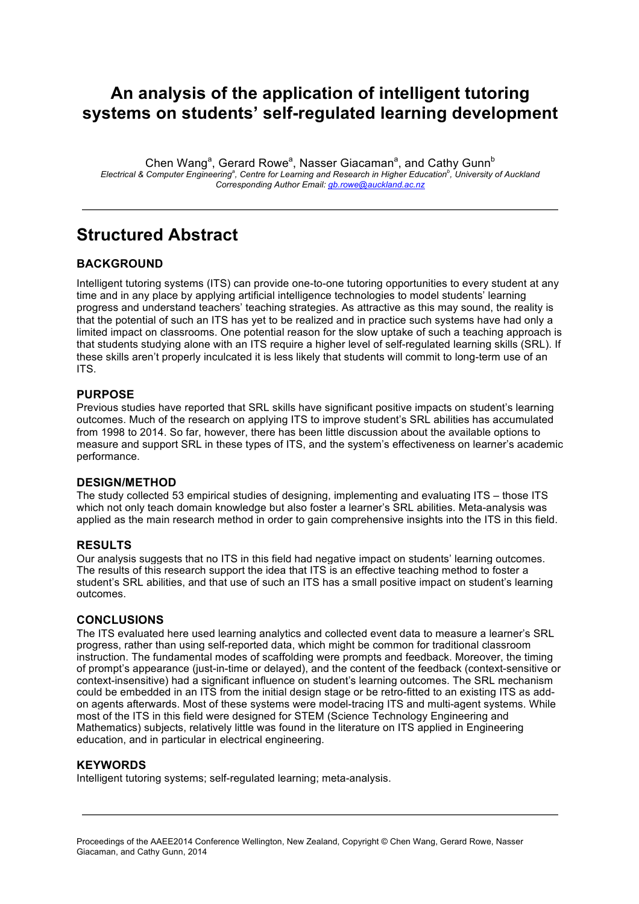# An analysis of the application of intelligent tutoring systems on students' self-regulated learning development

Chen Wang[a], Gerard Rowe[a], Nasser Giacaman[a], and Cathy Gunn[b]

*Electrical & Computer Engineering[a], Centre for Learning and Research in Higher Education[b], University of Auckland*
*Corresponding Author Email: gb.rowe@auckland.ac.nz*

---

# Structured Abstract

### BACKGROUND

Intelligent tutoring systems (ITS) can provide one-to-one tutoring opportunities to every student at any time and in any place by applying artificial intelligence technologies to model students' learning progress and understand teachers' teaching strategies. As attractive as this may sound, the reality is that the potential of such an ITS has yet to be realized and in practice such systems have had only a limited impact on classrooms. One potential reason for the slow uptake of such a teaching approach is that students studying alone with an ITS require a higher level of self-regulated learning skills (SRL). If these skills aren't properly inculcated it is less likely that students will commit to long-term use of an ITS.

### PURPOSE

Previous studies have reported that SRL skills have significant positive impacts on student's learning outcomes. Much of the research on applying ITS to improve student's SRL abilities has accumulated from 1998 to 2014. So far, however, there has been little discussion about the available options to measure and support SRL in these types of ITS, and the system's effectiveness on learner's academic performance.

### DESIGN/METHOD

The study collected 53 empirical studies of designing, implementing and evaluating ITS – those ITS which not only teach domain knowledge but also foster a learner's SRL abilities. Meta-analysis was applied as the main research method in order to gain comprehensive insights into the ITS in this field.

### RESULTS

Our analysis suggests that no ITS in this field had negative impact on students' learning outcomes. The results of this research support the idea that ITS is an effective teaching method to foster a student's SRL abilities, and that use of such an ITS has a small positive impact on student's learning outcomes.

### CONCLUSIONS

The ITS evaluated here used learning analytics and collected event data to measure a learner's SRL progress, rather than using self-reported data, which might be common for traditional classroom instruction. The fundamental modes of scaffolding were prompts and feedback. Moreover, the timing of prompt's appearance (just-in-time or delayed), and the content of the feedback (context-sensitive or context-insensitive) had a significant influence on student's learning outcomes. The SRL mechanism could be embedded in an ITS from the initial design stage or be retro-fitted to an existing ITS as add-on agents afterwards. Most of these systems were model-tracing ITS and multi-agent systems. While most of the ITS in this field were designed for STEM (Science Technology Engineering and Mathematics) subjects, relatively little was found in the literature on ITS applied in Engineering education, and in particular in electrical engineering.

### KEYWORDS

Intelligent tutoring systems; self-regulated learning; meta-analysis.

---

Proceedings of the AAEE2014 Conference Wellington, New Zealand, Copyright © Chen Wang, Gerard Rowe, Nasser Giacaman, and Cathy Gunn, 2014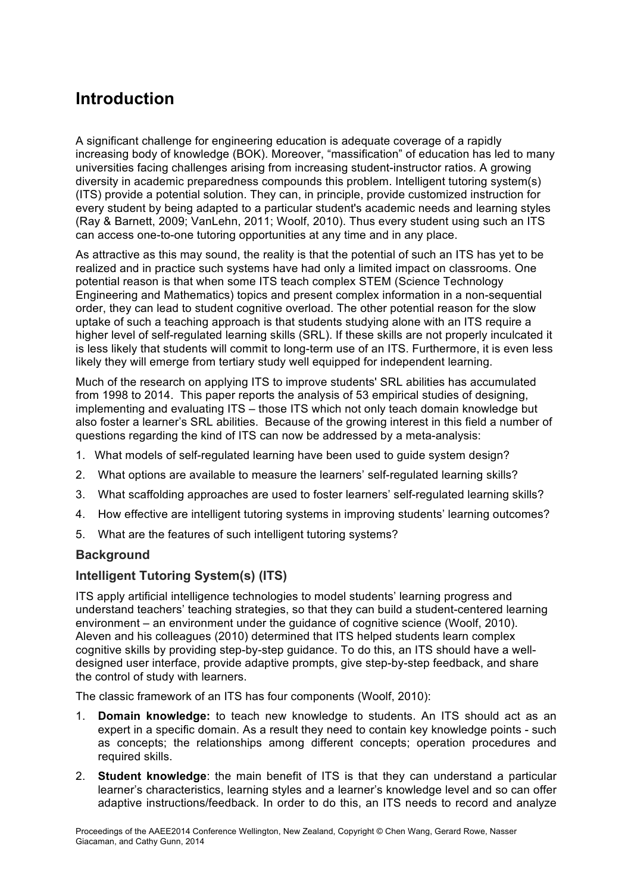# Introduction

A significant challenge for engineering education is adequate coverage of a rapidly increasing body of knowledge (BOK). Moreover, "massification" of education has led to many universities facing challenges arising from increasing student-instructor ratios. A growing diversity in academic preparedness compounds this problem. Intelligent tutoring system(s) (ITS) provide a potential solution. They can, in principle, provide customized instruction for every student by being adapted to a particular student's academic needs and learning styles (Ray & Barnett, 2009; VanLehn, 2011; Woolf, 2010). Thus every student using such an ITS can access one-to-one tutoring opportunities at any time and in any place.

As attractive as this may sound, the reality is that the potential of such an ITS has yet to be realized and in practice such systems have had only a limited impact on classrooms. One potential reason is that when some ITS teach complex STEM (Science Technology Engineering and Mathematics) topics and present complex information in a non-sequential order, they can lead to student cognitive overload. The other potential reason for the slow uptake of such a teaching approach is that students studying alone with an ITS require a higher level of self-regulated learning skills (SRL). If these skills are not properly inculcated it is less likely that students will commit to long-term use of an ITS. Furthermore, it is even less likely they will emerge from tertiary study well equipped for independent learning.

Much of the research on applying ITS to improve students' SRL abilities has accumulated from 1998 to 2014. This paper reports the analysis of 53 empirical studies of designing, implementing and evaluating ITS – those ITS which not only teach domain knowledge but also foster a learner's SRL abilities. Because of the growing interest in this field a number of questions regarding the kind of ITS can now be addressed by a meta-analysis:

1. What models of self-regulated learning have been used to guide system design?
2. What options are available to measure the learners' self-regulated learning skills?
3. What scaffolding approaches are used to foster learners' self-regulated learning skills?
4. How effective are intelligent tutoring systems in improving students' learning outcomes?
5. What are the features of such intelligent tutoring systems?

## Background

### Intelligent Tutoring System(s) (ITS)

ITS apply artificial intelligence technologies to model students' learning progress and understand teachers' teaching strategies, so that they can build a student-centered learning environment – an environment under the guidance of cognitive science (Woolf, 2010). Aleven and his colleagues (2010) determined that ITS helped students learn complex cognitive skills by providing step-by-step guidance. To do this, an ITS should have a well-designed user interface, provide adaptive prompts, give step-by-step feedback, and share the control of study with learners.

The classic framework of an ITS has four components (Woolf, 2010):

1. **Domain knowledge:** to teach new knowledge to students. An ITS should act as an expert in a specific domain. As a result they need to contain key knowledge points - such as concepts; the relationships among different concepts; operation procedures and required skills.
2. **Student knowledge**: the main benefit of ITS is that they can understand a particular learner's characteristics, learning styles and a learner's knowledge level and so can offer adaptive instructions/feedback. In order to do this, an ITS needs to record and analyze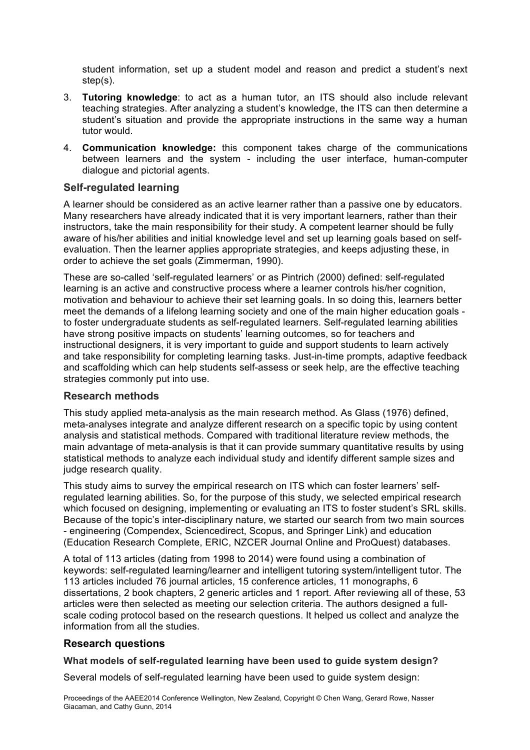student information, set up a student model and reason and predict a student's next step(s).

3. **Tutoring knowledge**: to act as a human tutor, an ITS should also include relevant teaching strategies. After analyzing a student's knowledge, the ITS can then determine a student's situation and provide the appropriate instructions in the same way a human tutor would.
4. **Communication knowledge:** this component takes charge of the communications between learners and the system - including the user interface, human-computer dialogue and pictorial agents.

## Self-regulated learning

A learner should be considered as an active learner rather than a passive one by educators. Many researchers have already indicated that it is very important learners, rather than their instructors, take the main responsibility for their study. A competent learner should be fully aware of his/her abilities and initial knowledge level and set up learning goals based on self-evaluation. Then the learner applies appropriate strategies, and keeps adjusting these, in order to achieve the set goals (Zimmerman, 1990).

These are so-called 'self-regulated learners' or as Pintrich (2000) defined: self-regulated learning is an active and constructive process where a learner controls his/her cognition, motivation and behaviour to achieve their set learning goals. In so doing this, learners better meet the demands of a lifelong learning society and one of the main higher education goals - to foster undergraduate students as self-regulated learners. Self-regulated learning abilities have strong positive impacts on students' learning outcomes, so for teachers and instructional designers, it is very important to guide and support students to learn actively and take responsibility for completing learning tasks. Just-in-time prompts, adaptive feedback and scaffolding which can help students self-assess or seek help, are the effective teaching strategies commonly put into use.

## Research methods

This study applied meta-analysis as the main research method. As Glass (1976) defined, meta-analyses integrate and analyze different research on a specific topic by using content analysis and statistical methods. Compared with traditional literature review methods, the main advantage of meta-analysis is that it can provide summary quantitative results by using statistical methods to analyze each individual study and identify different sample sizes and judge research quality.

This study aims to survey the empirical research on ITS which can foster learners' self-regulated learning abilities. So, for the purpose of this study, we selected empirical research which focused on designing, implementing or evaluating an ITS to foster student's SRL skills. Because of the topic's inter-disciplinary nature, we started our search from two main sources - engineering (Compendex, Sciencedirect, Scopus, and Springer Link) and education (Education Research Complete, ERIC, NZCER Journal Online and ProQuest) databases.

A total of 113 articles (dating from 1998 to 2014) were found using a combination of keywords: self-regulated learning/learner and intelligent tutoring system/intelligent tutor. The 113 articles included 76 journal articles, 15 conference articles, 11 monographs, 6 dissertations, 2 book chapters, 2 generic articles and 1 report. After reviewing all of these, 53 articles were then selected as meeting our selection criteria. The authors designed a full-scale coding protocol based on the research questions. It helped us collect and analyze the information from all the studies.

## Research questions

### What models of self-regulated learning have been used to guide system design?

Several models of self-regulated learning have been used to guide system design: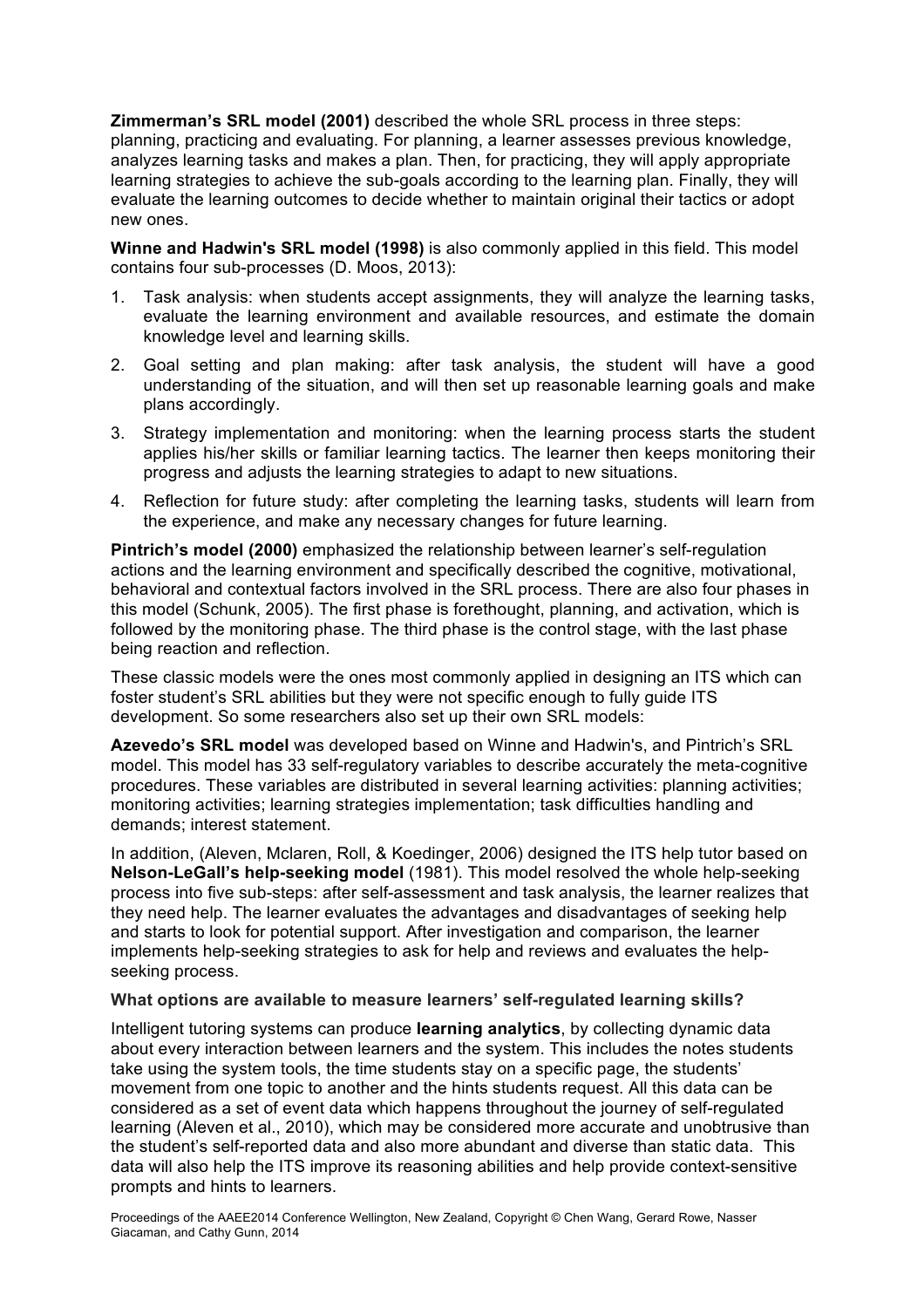**Zimmerman's SRL model (2001)** described the whole SRL process in three steps: planning, practicing and evaluating. For planning, a learner assesses previous knowledge, analyzes learning tasks and makes a plan. Then, for practicing, they will apply appropriate learning strategies to achieve the sub-goals according to the learning plan. Finally, they will evaluate the learning outcomes to decide whether to maintain original their tactics or adopt new ones.

**Winne and Hadwin's SRL model (1998)** is also commonly applied in this field. This model contains four sub-processes (D. Moos, 2013):

1. Task analysis: when students accept assignments, they will analyze the learning tasks, evaluate the learning environment and available resources, and estimate the domain knowledge level and learning skills.
2. Goal setting and plan making: after task analysis, the student will have a good understanding of the situation, and will then set up reasonable learning goals and make plans accordingly.
3. Strategy implementation and monitoring: when the learning process starts the student applies his/her skills or familiar learning tactics. The learner then keeps monitoring their progress and adjusts the learning strategies to adapt to new situations.
4. Reflection for future study: after completing the learning tasks, students will learn from the experience, and make any necessary changes for future learning.

**Pintrich's model (2000)** emphasized the relationship between learner's self-regulation actions and the learning environment and specifically described the cognitive, motivational, behavioral and contextual factors involved in the SRL process. There are also four phases in this model (Schunk, 2005). The first phase is forethought, planning, and activation, which is followed by the monitoring phase. The third phase is the control stage, with the last phase being reaction and reflection.

These classic models were the ones most commonly applied in designing an ITS which can foster student's SRL abilities but they were not specific enough to fully guide ITS development. So some researchers also set up their own SRL models:

**Azevedo's SRL model** was developed based on Winne and Hadwin's, and Pintrich's SRL model. This model has 33 self-regulatory variables to describe accurately the meta-cognitive procedures. These variables are distributed in several learning activities: planning activities; monitoring activities; learning strategies implementation; task difficulties handling and demands; interest statement.

In addition, (Aleven, Mclaren, Roll, & Koedinger, 2006) designed the ITS help tutor based on **Nelson-LeGall's help-seeking model** (1981). This model resolved the whole help-seeking process into five sub-steps: after self-assessment and task analysis, the learner realizes that they need help. The learner evaluates the advantages and disadvantages of seeking help and starts to look for potential support. After investigation and comparison, the learner implements help-seeking strategies to ask for help and reviews and evaluates the help-seeking process.

### What options are available to measure learners' self-regulated learning skills?

Intelligent tutoring systems can produce **learning analytics**, by collecting dynamic data about every interaction between learners and the system. This includes the notes students take using the system tools, the time students stay on a specific page, the students' movement from one topic to another and the hints students request. All this data can be considered as a set of event data which happens throughout the journey of self-regulated learning (Aleven et al., 2010), which may be considered more accurate and unobtrusive than the student's self-reported data and also more abundant and diverse than static data. This data will also help the ITS improve its reasoning abilities and help provide context-sensitive prompts and hints to learners.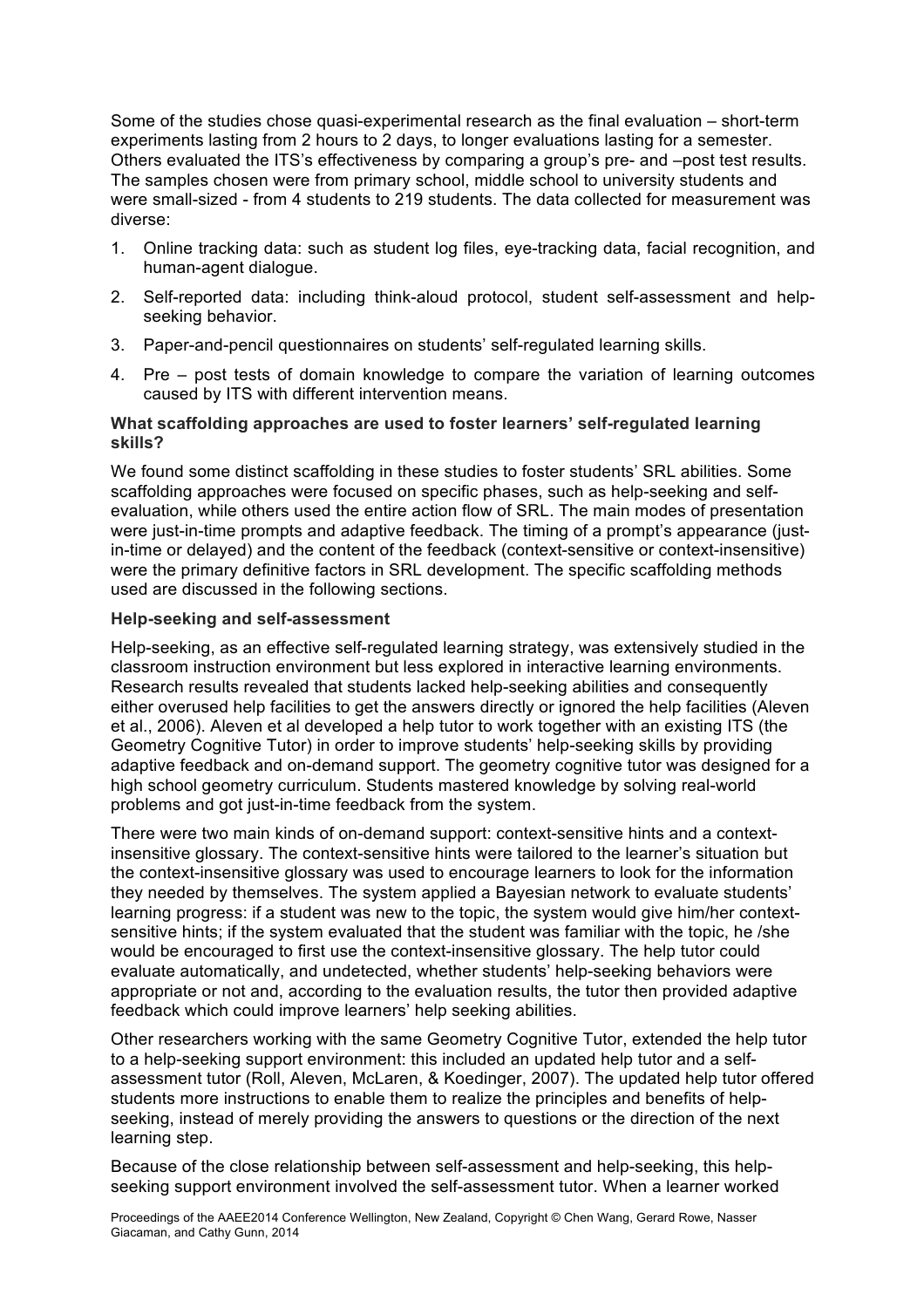Some of the studies chose quasi-experimental research as the final evaluation – short-term experiments lasting from 2 hours to 2 days, to longer evaluations lasting for a semester. Others evaluated the ITS's effectiveness by comparing a group's pre- and –post test results. The samples chosen were from primary school, middle school to university students and were small-sized - from 4 students to 219 students. The data collected for measurement was diverse:

1. Online tracking data: such as student log files, eye-tracking data, facial recognition, and human-agent dialogue.
2. Self-reported data: including think-aloud protocol, student self-assessment and help-seeking behavior.
3. Paper-and-pencil questionnaires on students' self-regulated learning skills.
4. Pre – post tests of domain knowledge to compare the variation of learning outcomes caused by ITS with different intervention means.

### What scaffolding approaches are used to foster learners' self-regulated learning skills?

We found some distinct scaffolding in these studies to foster students' SRL abilities. Some scaffolding approaches were focused on specific phases, such as help-seeking and self-evaluation, while others used the entire action flow of SRL. The main modes of presentation were just-in-time prompts and adaptive feedback. The timing of a prompt's appearance (just-in-time or delayed) and the content of the feedback (context-sensitive or context-insensitive) were the primary definitive factors in SRL development. The specific scaffolding methods used are discussed in the following sections.

### Help-seeking and self-assessment

Help-seeking, as an effective self-regulated learning strategy, was extensively studied in the classroom instruction environment but less explored in interactive learning environments. Research results revealed that students lacked help-seeking abilities and consequently either overused help facilities to get the answers directly or ignored the help facilities (Aleven et al., 2006). Aleven et al developed a help tutor to work together with an existing ITS (the Geometry Cognitive Tutor) in order to improve students' help-seeking skills by providing adaptive feedback and on-demand support. The geometry cognitive tutor was designed for a high school geometry curriculum. Students mastered knowledge by solving real-world problems and got just-in-time feedback from the system.

There were two main kinds of on-demand support: context-sensitive hints and a context-insensitive glossary. The context-sensitive hints were tailored to the learner's situation but the context-insensitive glossary was used to encourage learners to look for the information they needed by themselves. The system applied a Bayesian network to evaluate students' learning progress: if a student was new to the topic, the system would give him/her context-sensitive hints; if the system evaluated that the student was familiar with the topic, he /she would be encouraged to first use the context-insensitive glossary. The help tutor could evaluate automatically, and undetected, whether students' help-seeking behaviors were appropriate or not and, according to the evaluation results, the tutor then provided adaptive feedback which could improve learners' help seeking abilities.

Other researchers working with the same Geometry Cognitive Tutor, extended the help tutor to a help-seeking support environment: this included an updated help tutor and a self-assessment tutor (Roll, Aleven, McLaren, & Koedinger, 2007). The updated help tutor offered students more instructions to enable them to realize the principles and benefits of help-seeking, instead of merely providing the answers to questions or the direction of the next learning step.

Because of the close relationship between self-assessment and help-seeking, this help-seeking support environment involved the self-assessment tutor. When a learner worked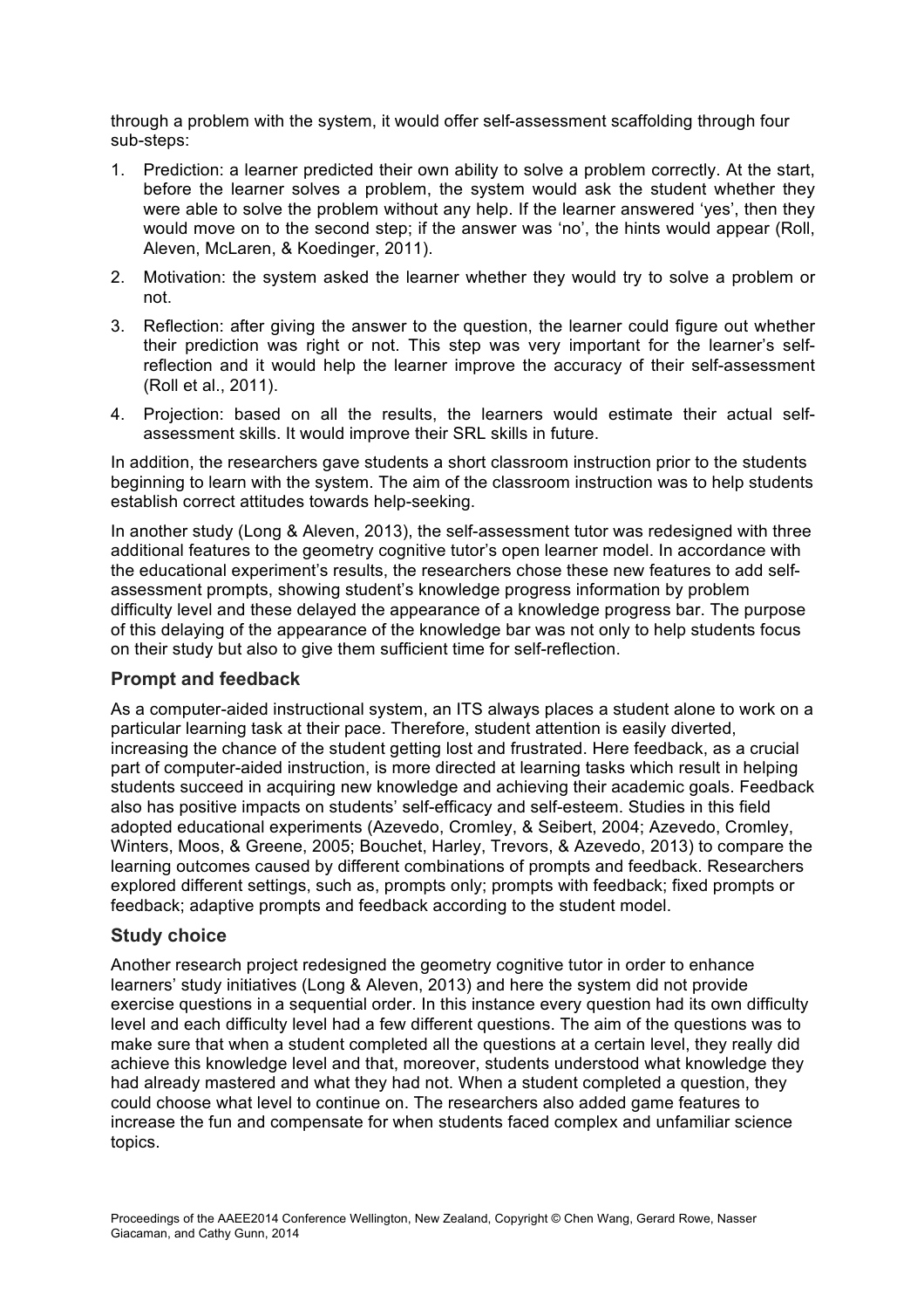through a problem with the system, it would offer self-assessment scaffolding through four sub-steps:

1. Prediction: a learner predicted their own ability to solve a problem correctly. At the start, before the learner solves a problem, the system would ask the student whether they were able to solve the problem without any help. If the learner answered 'yes', then they would move on to the second step; if the answer was 'no', the hints would appear (Roll, Aleven, McLaren, & Koedinger, 2011).
2. Motivation: the system asked the learner whether they would try to solve a problem or not.
3. Reflection: after giving the answer to the question, the learner could figure out whether their prediction was right or not. This step was very important for the learner's self-reflection and it would help the learner improve the accuracy of their self-assessment (Roll et al., 2011).
4. Projection: based on all the results, the learners would estimate their actual self-assessment skills. It would improve their SRL skills in future.

In addition, the researchers gave students a short classroom instruction prior to the students beginning to learn with the system. The aim of the classroom instruction was to help students establish correct attitudes towards help-seeking.

In another study (Long & Aleven, 2013), the self-assessment tutor was redesigned with three additional features to the geometry cognitive tutor's open learner model. In accordance with the educational experiment's results, the researchers chose these new features to add self-assessment prompts, showing student's knowledge progress information by problem difficulty level and these delayed the appearance of a knowledge progress bar. The purpose of this delaying of the appearance of the knowledge bar was not only to help students focus on their study but also to give them sufficient time for self-reflection.

### Prompt and feedback

As a computer-aided instructional system, an ITS always places a student alone to work on a particular learning task at their pace. Therefore, student attention is easily diverted, increasing the chance of the student getting lost and frustrated. Here feedback, as a crucial part of computer-aided instruction, is more directed at learning tasks which result in helping students succeed in acquiring new knowledge and achieving their academic goals. Feedback also has positive impacts on students' self-efficacy and self-esteem. Studies in this field adopted educational experiments (Azevedo, Cromley, & Seibert, 2004; Azevedo, Cromley, Winters, Moos, & Greene, 2005; Bouchet, Harley, Trevors, & Azevedo, 2013) to compare the learning outcomes caused by different combinations of prompts and feedback. Researchers explored different settings, such as, prompts only; prompts with feedback; fixed prompts or feedback; adaptive prompts and feedback according to the student model.

### Study choice

Another research project redesigned the geometry cognitive tutor in order to enhance learners' study initiatives (Long & Aleven, 2013) and here the system did not provide exercise questions in a sequential order. In this instance every question had its own difficulty level and each difficulty level had a few different questions. The aim of the questions was to make sure that when a student completed all the questions at a certain level, they really did achieve this knowledge level and that, moreover, students understood what knowledge they had already mastered and what they had not. When a student completed a question, they could choose what level to continue on. The researchers also added game features to increase the fun and compensate for when students faced complex and unfamiliar science topics.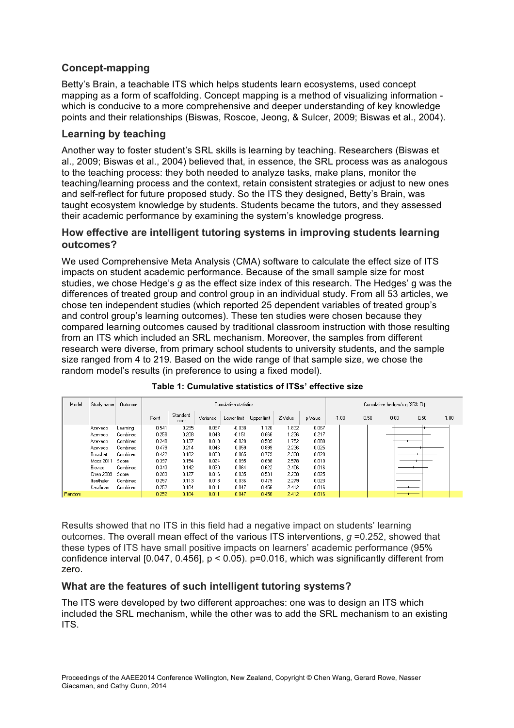### Concept-mapping

Betty's Brain, a teachable ITS which helps students learn ecosystems, used concept mapping as a form of scaffolding. Concept mapping is a method of visualizing information - which is conducive to a more comprehensive and deeper understanding of key knowledge points and their relationships (Biswas, Roscoe, Jeong, & Sulcer, 2009; Biswas et al., 2004).

### Learning by teaching

Another way to foster student's SRL skills is learning by teaching. Researchers (Biswas et al., 2009; Biswas et al., 2004) believed that, in essence, the SRL process was as analogous to the teaching process: they both needed to analyze tasks, make plans, monitor the teaching/learning process and the context, retain consistent strategies or adjust to new ones and self-reflect for future proposed study. So the ITS they designed, Betty's Brain, was taught ecosystem knowledge by students. Students became the tutors, and they assessed their academic performance by examining the system's knowledge progress.

### How effective are intelligent tutoring systems in improving students learning outcomes?

We used Comprehensive Meta Analysis (CMA) software to calculate the effect size of ITS impacts on student academic performance. Because of the small sample size for most studies, we chose Hedge's *g* as the effect size index of this research. The Hedges' g was the differences of treated group and control group in an individual study. From all 53 articles, we chose ten independent studies (which reported 25 dependent variables of treated group's and control group's learning outcomes). These ten studies were chosen because they compared learning outcomes caused by traditional classroom instruction with those resulting from an ITS which included an SRL mechanism. Moreover, the samples from different research were diverse, from primary school students to university students, and the sample size ranged from 4 to 219. Based on the wide range of that sample size, we chose the random model's results (in preference to using a fixed model).

**Table 1: Cumulative statistics of ITSs' effective size**

| Model | Study name | Outcome | Cumulative statistics | | | | | | | Cumulative hedges's g (95% CI) |
|---|---|---|---|---|---|---|---|---|---|---|
| | | | Point | Standard error | Variance | Lower limit | Upper limit | Z-Value | p-Value | -1.00 -0.50 0.00 0.50 1.00 |
| | Azevedo | Learning | 0.541 | 0.295 | 0.087 | -0.038 | 1.120 | 1.832 | 0.067 | |
| | Azevedo | Combined | 0.258 | 0.208 | 0.043 | -0.151 | 0.666 | 1.236 | 0.217 | |
| | Azevedo | Combined | 0.240 | 0.137 | 0.019 | -0.028 | 0.509 | 1.752 | 0.080 | |
| | Azevedo | Combined | 0.479 | 0.214 | 0.046 | 0.059 | 0.899 | 2.236 | 0.025 | |
| | Bouchet | Combined | 0.422 | 0.182 | 0.033 | 0.065 | 0.779 | 2.320 | 0.020 | |
| | Moos 2011 | Score | 0.397 | 0.154 | 0.024 | 0.095 | 0.698 | 2.578 | 0.010 | |
| | Biswas | Combined | 0.343 | 0.142 | 0.020 | 0.064 | 0.622 | 2.406 | 0.016 | |
| | Chen 2009 | Score | 0.283 | 0.127 | 0.016 | 0.035 | 0.531 | 2.238 | 0.025 | |
| | Ifenthaler | Combined | 0.257 | 0.113 | 0.013 | 0.036 | 0.479 | 2.279 | 0.023 | |
| | Kauffman | Combined | 0.252 | 0.104 | 0.011 | 0.047 | 0.456 | 2.412 | 0.016 | |
| Random | | | 0.252 | 0.104 | 0.011 | 0.047 | 0.456 | 2.412 | 0.016 | |

Results showed that no ITS in this field had a negative impact on students' learning outcomes. The overall mean effect of the various ITS interventions, $g = 0.252$, showed that these types of ITS have small positive impacts on learners' academic performance (95% confidence interval [0.047, 0.456], $p < 0.05$). $p = 0.016$, which was significantly different from zero.

### What are the features of such intelligent tutoring systems?

The ITS were developed by two different approaches: one was to design an ITS which included the SRL mechanism, while the other was to add the SRL mechanism to an existing ITS.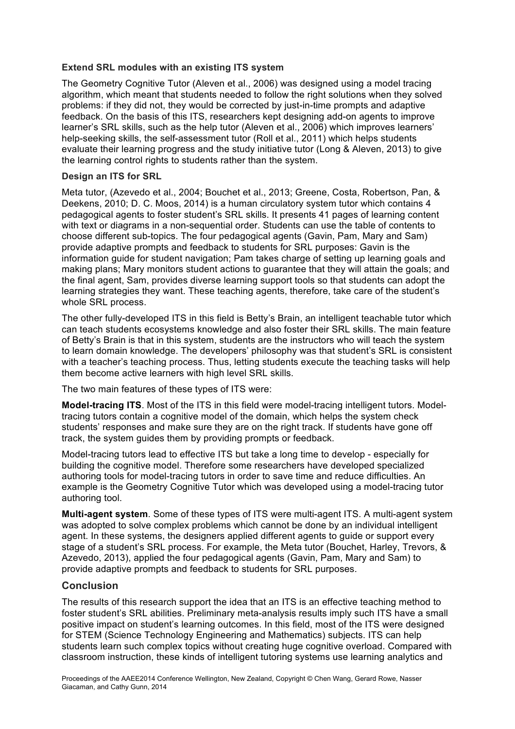### Extend SRL modules with an existing ITS system

The Geometry Cognitive Tutor (Aleven et al., 2006) was designed using a model tracing algorithm, which meant that students needed to follow the right solutions when they solved problems: if they did not, they would be corrected by just-in-time prompts and adaptive feedback. On the basis of this ITS, researchers kept designing add-on agents to improve learner's SRL skills, such as the help tutor (Aleven et al., 2006) which improves learners' help-seeking skills, the self-assessment tutor (Roll et al., 2011) which helps students evaluate their learning progress and the study initiative tutor (Long & Aleven, 2013) to give the learning control rights to students rather than the system.

### Design an ITS for SRL

Meta tutor, (Azevedo et al., 2004; Bouchet et al., 2013; Greene, Costa, Robertson, Pan, & Deekens, 2010; D. C. Moos, 2014) is a human circulatory system tutor which contains 4 pedagogical agents to foster student's SRL skills. It presents 41 pages of learning content with text or diagrams in a non-sequential order. Students can use the table of contents to choose different sub-topics. The four pedagogical agents (Gavin, Pam, Mary and Sam) provide adaptive prompts and feedback to students for SRL purposes: Gavin is the information guide for student navigation; Pam takes charge of setting up learning goals and making plans; Mary monitors student actions to guarantee that they will attain the goals; and the final agent, Sam, provides diverse learning support tools so that students can adopt the learning strategies they want. These teaching agents, therefore, take care of the student's whole SRL process.

The other fully-developed ITS in this field is Betty's Brain, an intelligent teachable tutor which can teach students ecosystems knowledge and also foster their SRL skills. The main feature of Betty's Brain is that in this system, students are the instructors who will teach the system to learn domain knowledge. The developers' philosophy was that student's SRL is consistent with a teacher's teaching process. Thus, letting students execute the teaching tasks will help them become active learners with high level SRL skills.

The two main features of these types of ITS were:

**Model-tracing ITS**. Most of the ITS in this field were model-tracing intelligent tutors. Model-tracing tutors contain a cognitive model of the domain, which helps the system check students' responses and make sure they are on the right track. If students have gone off track, the system guides them by providing prompts or feedback.

Model-tracing tutors lead to effective ITS but take a long time to develop - especially for building the cognitive model. Therefore some researchers have developed specialized authoring tools for model-tracing tutors in order to save time and reduce difficulties. An example is the Geometry Cognitive Tutor which was developed using a model-tracing tutor authoring tool.

**Multi-agent system**. Some of these types of ITS were multi-agent ITS. A multi-agent system was adopted to solve complex problems which cannot be done by an individual intelligent agent. In these systems, the designers applied different agents to guide or support every stage of a student's SRL process. For example, the Meta tutor (Bouchet, Harley, Trevors, & Azevedo, 2013), applied the four pedagogical agents (Gavin, Pam, Mary and Sam) to provide adaptive prompts and feedback to students for SRL purposes.

## Conclusion

The results of this research support the idea that an ITS is an effective teaching method to foster student's SRL abilities. Preliminary meta-analysis results imply such ITS have a small positive impact on student's learning outcomes. In this field, most of the ITS were designed for STEM (Science Technology Engineering and Mathematics) subjects. ITS can help students learn such complex topics without creating huge cognitive overload. Compared with classroom instruction, these kinds of intelligent tutoring systems use learning analytics and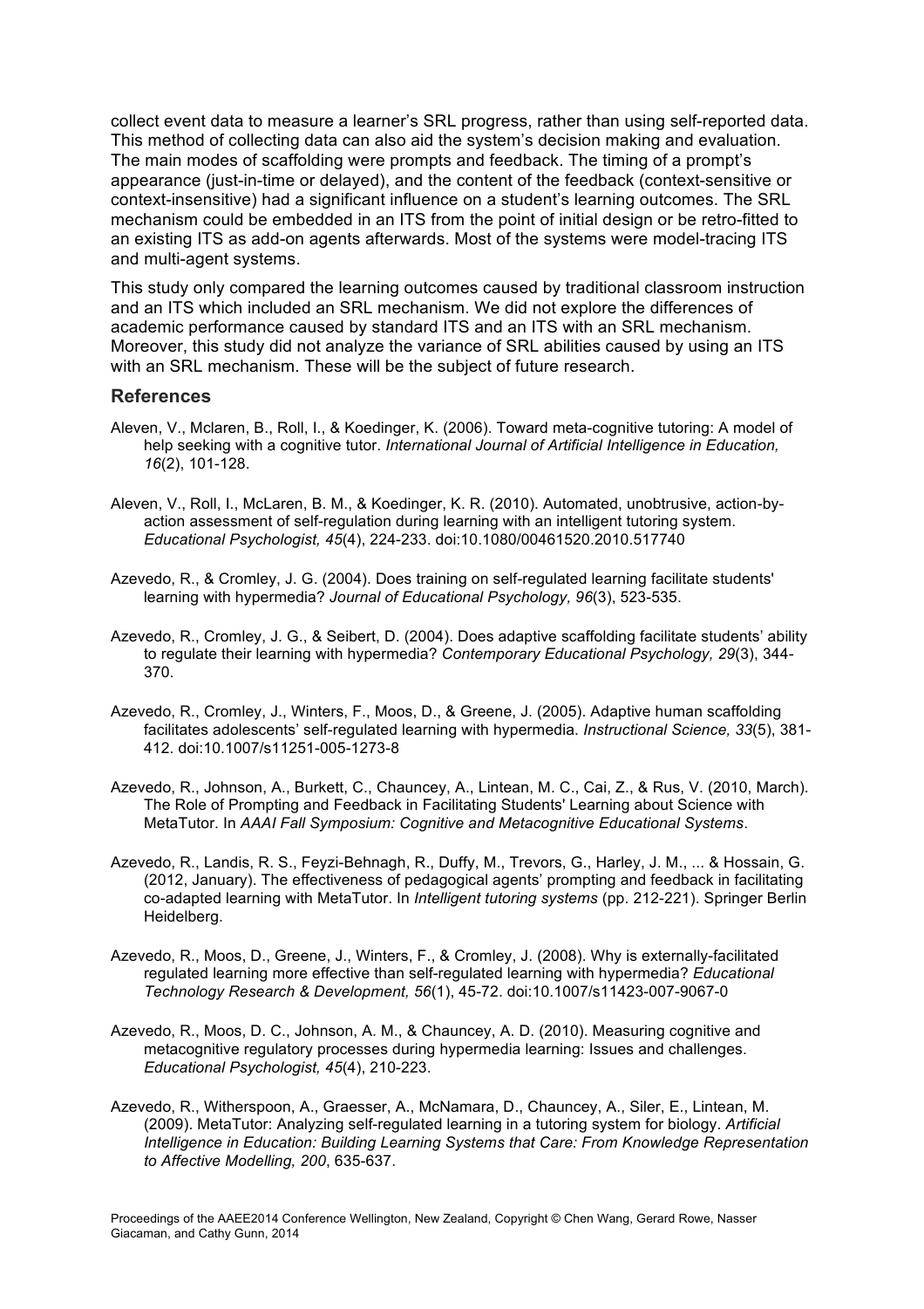collect event data to measure a learner's SRL progress, rather than using self-reported data. This method of collecting data can also aid the system's decision making and evaluation. The main modes of scaffolding were prompts and feedback. The timing of a prompt's appearance (just-in-time or delayed), and the content of the feedback (context-sensitive or context-insensitive) had a significant influence on a student's learning outcomes. The SRL mechanism could be embedded in an ITS from the point of initial design or be retro-fitted to an existing ITS as add-on agents afterwards. Most of the systems were model-tracing ITS and multi-agent systems.

This study only compared the learning outcomes caused by traditional classroom instruction and an ITS which included an SRL mechanism. We did not explore the differences of academic performance caused by standard ITS and an ITS with an SRL mechanism. Moreover, this study did not analyze the variance of SRL abilities caused by using an ITS with an SRL mechanism. These will be the subject of future research.

## References

Aleven, V., Mclaren, B., Roll, I., & Koedinger, K. (2006). Toward meta-cognitive tutoring: A model of help seeking with a cognitive tutor. *International Journal of Artificial Intelligence in Education, 16*(2), 101-128.

Aleven, V., Roll, I., McLaren, B. M., & Koedinger, K. R. (2010). Automated, unobtrusive, action-by-action assessment of self-regulation during learning with an intelligent tutoring system. *Educational Psychologist, 45*(4), 224-233. doi:10.1080/00461520.2010.517740

Azevedo, R., & Cromley, J. G. (2004). Does training on self-regulated learning facilitate students' learning with hypermedia? *Journal of Educational Psychology, 96*(3), 523-535.

Azevedo, R., Cromley, J. G., & Seibert, D. (2004). Does adaptive scaffolding facilitate students' ability to regulate their learning with hypermedia? *Contemporary Educational Psychology, 29*(3), 344-370.

Azevedo, R., Cromley, J., Winters, F., Moos, D., & Greene, J. (2005). Adaptive human scaffolding facilitates adolescents' self-regulated learning with hypermedia. *Instructional Science, 33*(5), 381-412. doi:10.1007/s11251-005-1273-8

Azevedo, R., Johnson, A., Burkett, C., Chauncey, A., Lintean, M. C., Cai, Z., & Rus, V. (2010, March). The Role of Prompting and Feedback in Facilitating Students' Learning about Science with MetaTutor. In *AAAI Fall Symposium: Cognitive and Metacognitive Educational Systems*.

Azevedo, R., Landis, R. S., Feyzi-Behnagh, R., Duffy, M., Trevors, G., Harley, J. M., ... & Hossain, G. (2012, January). The effectiveness of pedagogical agents' prompting and feedback in facilitating co-adapted learning with MetaTutor. In *Intelligent tutoring systems* (pp. 212-221). Springer Berlin Heidelberg.

Azevedo, R., Moos, D., Greene, J., Winters, F., & Cromley, J. (2008). Why is externally-facilitated regulated learning more effective than self-regulated learning with hypermedia? *Educational Technology Research & Development, 56*(1), 45-72. doi:10.1007/s11423-007-9067-0

Azevedo, R., Moos, D. C., Johnson, A. M., & Chauncey, A. D. (2010). Measuring cognitive and metacognitive regulatory processes during hypermedia learning: Issues and challenges. *Educational Psychologist, 45*(4), 210-223.

Azevedo, R., Witherspoon, A., Graesser, A., McNamara, D., Chauncey, A., Siler, E., Lintean, M. (2009). MetaTutor: Analyzing self-regulated learning in a tutoring system for biology. *Artificial Intelligence in Education: Building Learning Systems that Care: From Knowledge Representation to Affective Modelling, 200*, 635-637.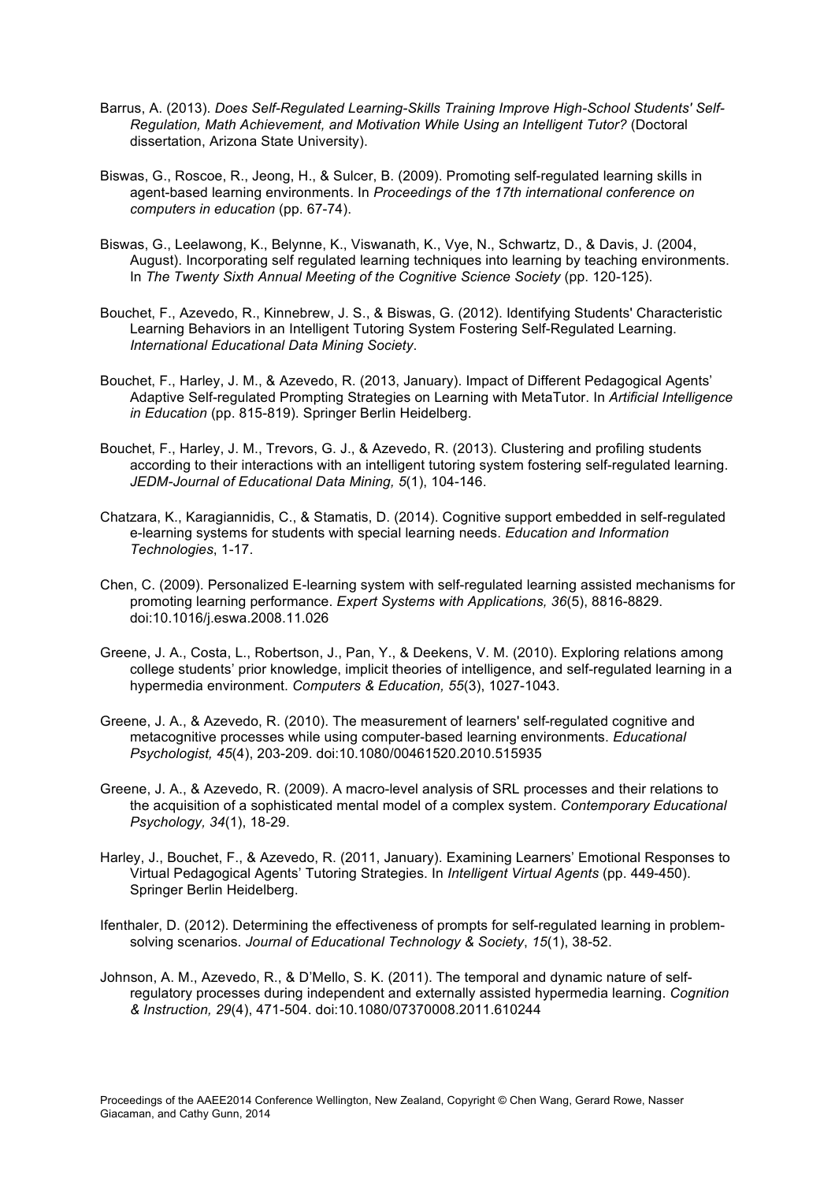Barrus, A. (2013). *Does Self-Regulated Learning-Skills Training Improve High-School Students' Self-Regulation, Math Achievement, and Motivation While Using an Intelligent Tutor?* (Doctoral dissertation, Arizona State University).

Biswas, G., Roscoe, R., Jeong, H., & Sulcer, B. (2009). Promoting self-regulated learning skills in agent-based learning environments. In *Proceedings of the 17th international conference on computers in education* (pp. 67-74).

Biswas, G., Leelawong, K., Belynne, K., Viswanath, K., Vye, N., Schwartz, D., & Davis, J. (2004, August). Incorporating self regulated learning techniques into learning by teaching environments. In *The Twenty Sixth Annual Meeting of the Cognitive Science Society* (pp. 120-125).

Bouchet, F., Azevedo, R., Kinnebrew, J. S., & Biswas, G. (2012). Identifying Students' Characteristic Learning Behaviors in an Intelligent Tutoring System Fostering Self-Regulated Learning. *International Educational Data Mining Society*.

Bouchet, F., Harley, J. M., & Azevedo, R. (2013, January). Impact of Different Pedagogical Agents' Adaptive Self-regulated Prompting Strategies on Learning with MetaTutor. In *Artificial Intelligence in Education* (pp. 815-819). Springer Berlin Heidelberg.

Bouchet, F., Harley, J. M., Trevors, G. J., & Azevedo, R. (2013). Clustering and profiling students according to their interactions with an intelligent tutoring system fostering self-regulated learning. *JEDM-Journal of Educational Data Mining, 5*(1), 104-146.

Chatzara, K., Karagiannidis, C., & Stamatis, D. (2014). Cognitive support embedded in self-regulated e-learning systems for students with special learning needs. *Education and Information Technologies*, 1-17.

Chen, C. (2009). Personalized E-learning system with self-regulated learning assisted mechanisms for promoting learning performance. *Expert Systems with Applications, 36*(5), 8816-8829. doi:10.1016/j.eswa.2008.11.026

Greene, J. A., Costa, L., Robertson, J., Pan, Y., & Deekens, V. M. (2010). Exploring relations among college students' prior knowledge, implicit theories of intelligence, and self-regulated learning in a hypermedia environment. *Computers & Education, 55*(3), 1027-1043.

Greene, J. A., & Azevedo, R. (2010). The measurement of learners' self-regulated cognitive and metacognitive processes while using computer-based learning environments. *Educational Psychologist, 45*(4), 203-209. doi:10.1080/00461520.2010.515935

Greene, J. A., & Azevedo, R. (2009). A macro-level analysis of SRL processes and their relations to the acquisition of a sophisticated mental model of a complex system. *Contemporary Educational Psychology, 34*(1), 18-29.

Harley, J., Bouchet, F., & Azevedo, R. (2011, January). Examining Learners' Emotional Responses to Virtual Pedagogical Agents' Tutoring Strategies. In *Intelligent Virtual Agents* (pp. 449-450). Springer Berlin Heidelberg.

Ifenthaler, D. (2012). Determining the effectiveness of prompts for self-regulated learning in problem-solving scenarios. *Journal of Educational Technology & Society*, *15*(1), 38-52.

Johnson, A. M., Azevedo, R., & D'Mello, S. K. (2011). The temporal and dynamic nature of self-regulatory processes during independent and externally assisted hypermedia learning. *Cognition & Instruction, 29*(4), 471-504. doi:10.1080/07370008.2011.610244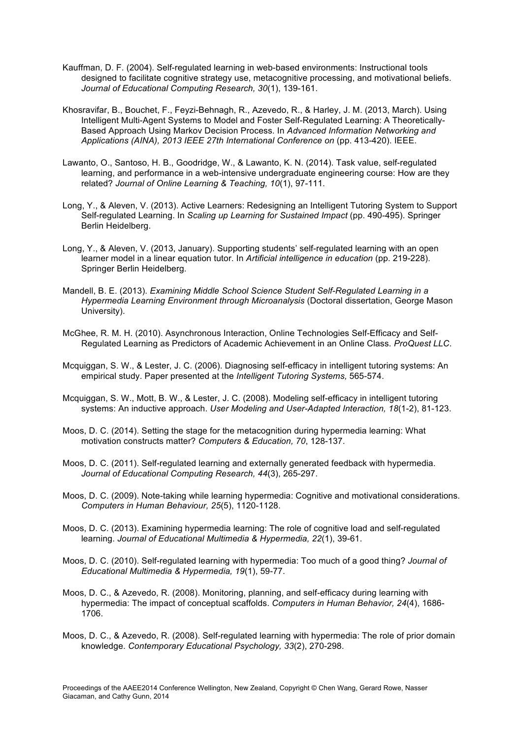Kauffman, D. F. (2004). Self-regulated learning in web-based environments: Instructional tools designed to facilitate cognitive strategy use, metacognitive processing, and motivational beliefs. *Journal of Educational Computing Research, 30*(1), 139-161.

Khosravifar, B., Bouchet, F., Feyzi-Behnagh, R., Azevedo, R., & Harley, J. M. (2013, March). Using Intelligent Multi-Agent Systems to Model and Foster Self-Regulated Learning: A Theoretically-Based Approach Using Markov Decision Process. In *Advanced Information Networking and Applications (AINA), 2013 IEEE 27th International Conference on* (pp. 413-420). IEEE.

Lawanto, O., Santoso, H. B., Goodridge, W., & Lawanto, K. N. (2014). Task value, self-regulated learning, and performance in a web-intensive undergraduate engineering course: How are they related? *Journal of Online Learning & Teaching, 10*(1), 97-111.

Long, Y., & Aleven, V. (2013). Active Learners: Redesigning an Intelligent Tutoring System to Support Self-regulated Learning. In *Scaling up Learning for Sustained Impact* (pp. 490-495). Springer Berlin Heidelberg.

Long, Y., & Aleven, V. (2013, January). Supporting students' self-regulated learning with an open learner model in a linear equation tutor. In *Artificial intelligence in education* (pp. 219-228). Springer Berlin Heidelberg.

Mandell, B. E. (2013). *Examining Middle School Science Student Self-Regulated Learning in a Hypermedia Learning Environment through Microanalysis* (Doctoral dissertation, George Mason University).

McGhee, R. M. H. (2010). Asynchronous Interaction, Online Technologies Self-Efficacy and Self-Regulated Learning as Predictors of Academic Achievement in an Online Class. *ProQuest LLC*.

Mcquiggan, S. W., & Lester, J. C. (2006). Diagnosing self-efficacy in intelligent tutoring systems: An empirical study. Paper presented at the *Intelligent Tutoring Systems,* 565-574.

Mcquiggan, S. W., Mott, B. W., & Lester, J. C. (2008). Modeling self-efficacy in intelligent tutoring systems: An inductive approach. *User Modeling and User-Adapted Interaction, 18*(1-2), 81-123.

Moos, D. C. (2014). Setting the stage for the metacognition during hypermedia learning: What motivation constructs matter? *Computers & Education, 70*, 128-137.

Moos, D. C. (2011). Self-regulated learning and externally generated feedback with hypermedia. *Journal of Educational Computing Research, 44*(3), 265-297.

Moos, D. C. (2009). Note-taking while learning hypermedia: Cognitive and motivational considerations. *Computers in Human Behaviour, 25*(5), 1120-1128.

Moos, D. C. (2013). Examining hypermedia learning: The role of cognitive load and self-regulated learning. *Journal of Educational Multimedia & Hypermedia, 22*(1), 39-61.

Moos, D. C. (2010). Self-regulated learning with hypermedia: Too much of a good thing? *Journal of Educational Multimedia & Hypermedia, 19*(1), 59-77.

Moos, D. C., & Azevedo, R. (2008). Monitoring, planning, and self-efficacy during learning with hypermedia: The impact of conceptual scaffolds. *Computers in Human Behavior, 24*(4), 1686-1706.

Moos, D. C., & Azevedo, R. (2008). Self-regulated learning with hypermedia: The role of prior domain knowledge. *Contemporary Educational Psychology, 33*(2), 270-298.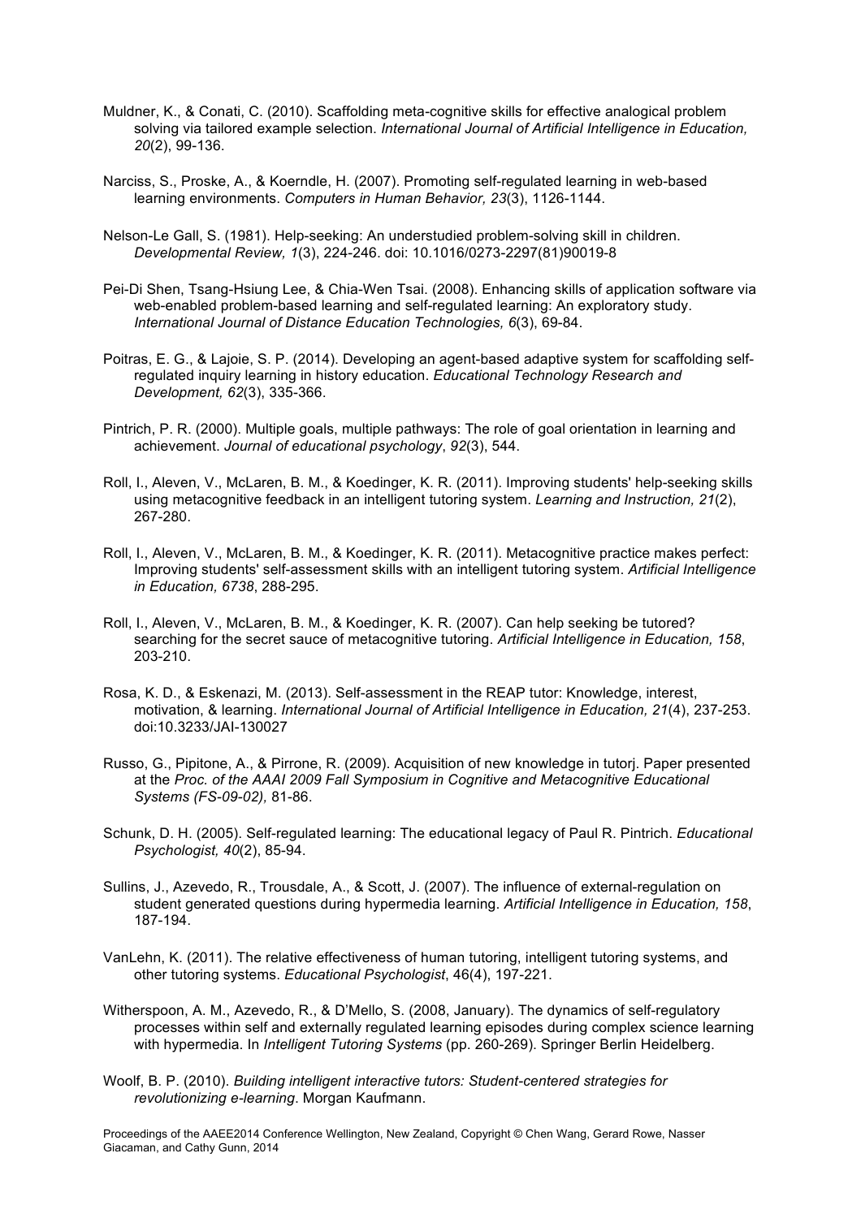Muldner, K., & Conati, C. (2010). Scaffolding meta-cognitive skills for effective analogical problem solving via tailored example selection. *International Journal of Artificial Intelligence in Education, 20*(2), 99-136.

Narciss, S., Proske, A., & Koerndle, H. (2007). Promoting self-regulated learning in web-based learning environments. *Computers in Human Behavior, 23*(3), 1126-1144.

Nelson-Le Gall, S. (1981). Help-seeking: An understudied problem-solving skill in children. *Developmental Review, 1*(3), 224-246. doi: 10.1016/0273-2297(81)90019-8

Pei-Di Shen, Tsang-Hsiung Lee, & Chia-Wen Tsai. (2008). Enhancing skills of application software via web-enabled problem-based learning and self-regulated learning: An exploratory study. *International Journal of Distance Education Technologies, 6*(3), 69-84.

Poitras, E. G., & Lajoie, S. P. (2014). Developing an agent-based adaptive system for scaffolding self-regulated inquiry learning in history education. *Educational Technology Research and Development, 62*(3), 335-366.

Pintrich, P. R. (2000). Multiple goals, multiple pathways: The role of goal orientation in learning and achievement. *Journal of educational psychology*, *92*(3), 544.

Roll, I., Aleven, V., McLaren, B. M., & Koedinger, K. R. (2011). Improving students' help-seeking skills using metacognitive feedback in an intelligent tutoring system. *Learning and Instruction, 21*(2), 267-280.

Roll, I., Aleven, V., McLaren, B. M., & Koedinger, K. R. (2011). Metacognitive practice makes perfect: Improving students' self-assessment skills with an intelligent tutoring system. *Artificial Intelligence in Education, 6738*, 288-295.

Roll, I., Aleven, V., McLaren, B. M., & Koedinger, K. R. (2007). Can help seeking be tutored? searching for the secret sauce of metacognitive tutoring. *Artificial Intelligence in Education, 158*, 203-210.

Rosa, K. D., & Eskenazi, M. (2013). Self-assessment in the REAP tutor: Knowledge, interest, motivation, & learning. *International Journal of Artificial Intelligence in Education, 21*(4), 237-253. doi:10.3233/JAI-130027

Russo, G., Pipitone, A., & Pirrone, R. (2009). Acquisition of new knowledge in tutorj. Paper presented at the *Proc. of the AAAI 2009 Fall Symposium in Cognitive and Metacognitive Educational Systems (FS-09-02),* 81-86.

Schunk, D. H. (2005). Self-regulated learning: The educational legacy of Paul R. Pintrich. *Educational Psychologist, 40*(2), 85-94.

Sullins, J., Azevedo, R., Trousdale, A., & Scott, J. (2007). The influence of external-regulation on student generated questions during hypermedia learning. *Artificial Intelligence in Education, 158*, 187-194.

VanLehn, K. (2011). The relative effectiveness of human tutoring, intelligent tutoring systems, and other tutoring systems. *Educational Psychologist*, 46(4), 197-221.

Witherspoon, A. M., Azevedo, R., & D'Mello, S. (2008, January). The dynamics of self-regulatory processes within self and externally regulated learning episodes during complex science learning with hypermedia. In *Intelligent Tutoring Systems* (pp. 260-269). Springer Berlin Heidelberg.

Woolf, B. P. (2010). *Building intelligent interactive tutors: Student-centered strategies for revolutionizing e-learning*. Morgan Kaufmann.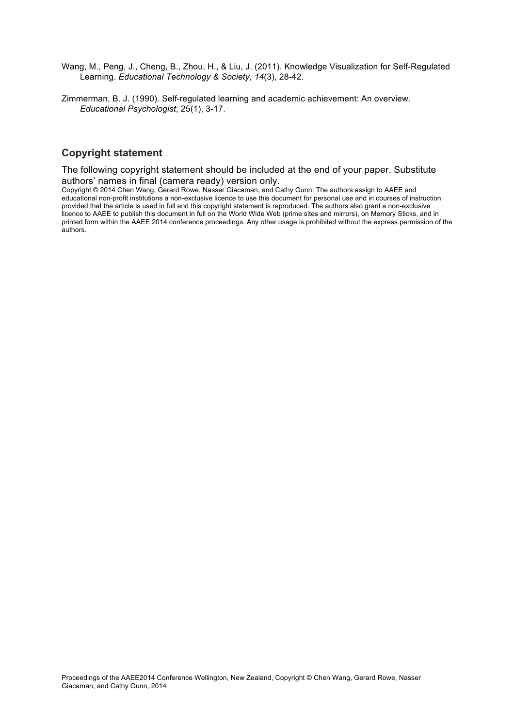Wang, M., Peng, J., Cheng, B., Zhou, H., & Liu, J. (2011). Knowledge Visualization for Self-Regulated Learning. *Educational Technology & Society*, *14*(3), 28-42.

Zimmerman, B. J. (1990). Self-regulated learning and academic achievement: An overview. *Educational Psychologist*, 25(1), 3-17.

## Copyright statement

The following copyright statement should be included at the end of your paper. Substitute authors' names in final (camera ready) version only.

Copyright © 2014 Chen Wang, Gerard Rowe, Nasser Giacaman, and Cathy Gunn: The authors assign to AAEE and educational non-profit institutions a non-exclusive licence to use this document for personal use and in courses of instruction provided that the article is used in full and this copyright statement is reproduced. The authors also grant a non-exclusive licence to AAEE to publish this document in full on the World Wide Web (prime sites and mirrors), on Memory Sticks, and in printed form within the AAEE 2014 conference proceedings. Any other usage is prohibited without the express permission of the authors.